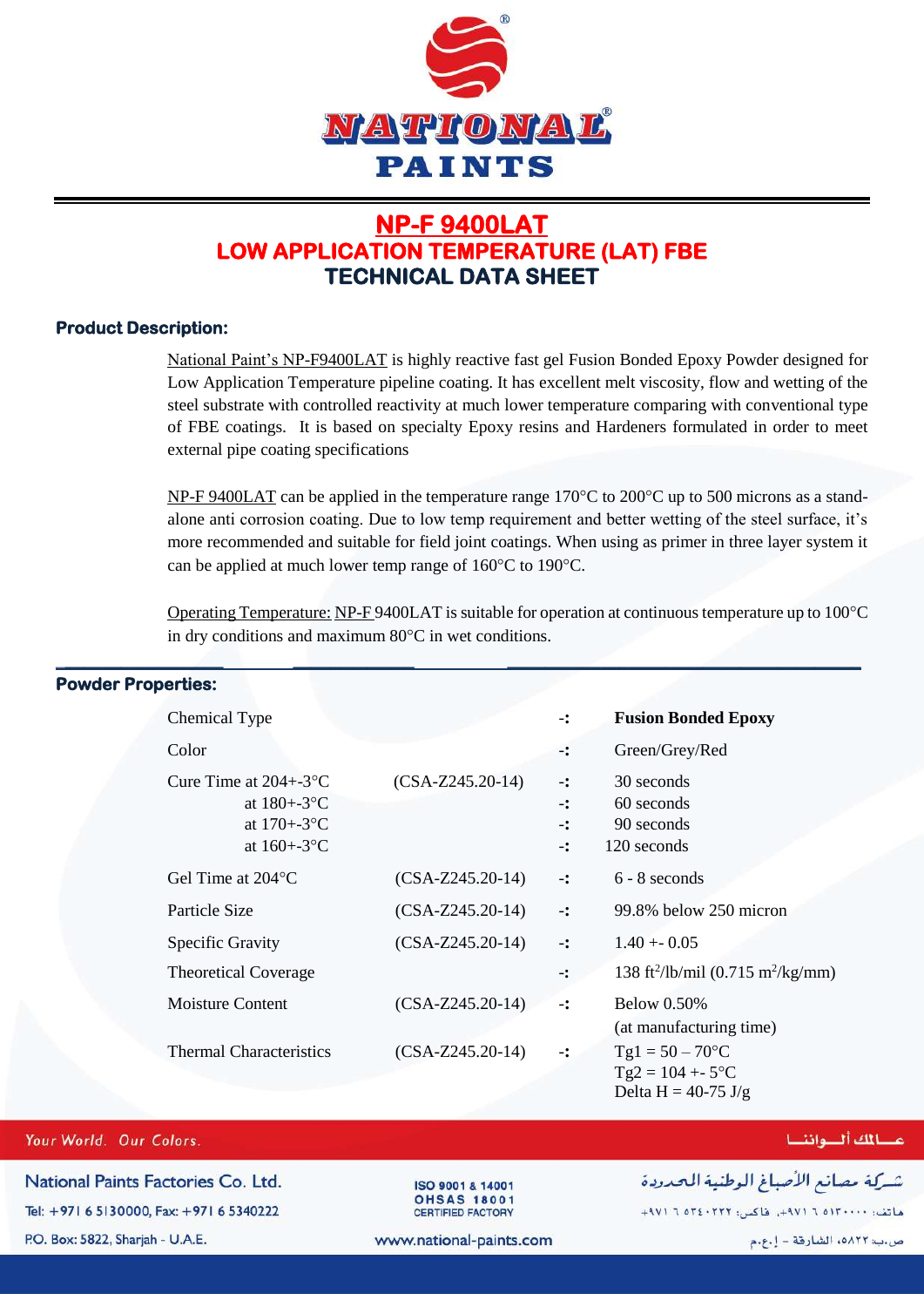# NP-F 9400LAT
## LOW APPLICATION TEMPERATURE (LAT) FBE
## TECHNICAL DATA SHEET

### Product Description:

National Paint's NP-F9400LAT is highly reactive fast gel Fusion Bonded Epoxy Powder designed for Low Application Temperature pipeline coating. It has excellent melt viscosity, flow and wetting of the steel substrate with controlled reactivity at much lower temperature comparing with conventional type of FBE coatings. It is based on specialty Epoxy resins and Hardeners formulated in order to meet external pipe coating specifications

NP-F 9400LAT can be applied in the temperature range 170°C to 200°C up to 500 microns as a stand-alone anti corrosion coating. Due to low temp requirement and better wetting of the steel surface, it's more recommended and suitable for field joint coatings. When using as primer in three layer system it can be applied at much lower temp range of 160°C to 190°C.

Operating Temperature: NP-F 9400LAT is suitable for operation at continuous temperature up to 100°C in dry conditions and maximum 80°C in wet conditions.

### Powder Properties:

| Property | Standard | | Value |
|---|---|---|---|
| Chemical Type | | -: | **Fusion Bonded Epoxy** |
| Color | | -: | Green/Grey/Red |
| Cure Time at 204+-3°C | (CSA-Z245.20-14) | -: | 30 seconds |
| at 180+-3°C | | -: | 60 seconds |
| at 170+-3°C | | -: | 90 seconds |
| at 160+-3°C | | -: | 120 seconds |
| Gel Time at 204°C | (CSA-Z245.20-14) | -: | 6 - 8 seconds |
| Particle Size | (CSA-Z245.20-14) | -: | 99.8% below 250 micron |
| Specific Gravity | (CSA-Z245.20-14) | -: | 1.40 +- 0.05 |
| Theoretical Coverage | | -: | 138 $ft^2$/lb/mil (0.715 $m^2$/kg/mm) |
| Moisture Content | (CSA-Z245.20-14) | -: | Below 0.50% (at manufacturing time) |
| Thermal Characteristics | (CSA-Z245.20-14) | -: | Tg1 = 50 – 70°C<br>Tg2 = 104 +- 5°C<br>Delta H = 40-75 J/g |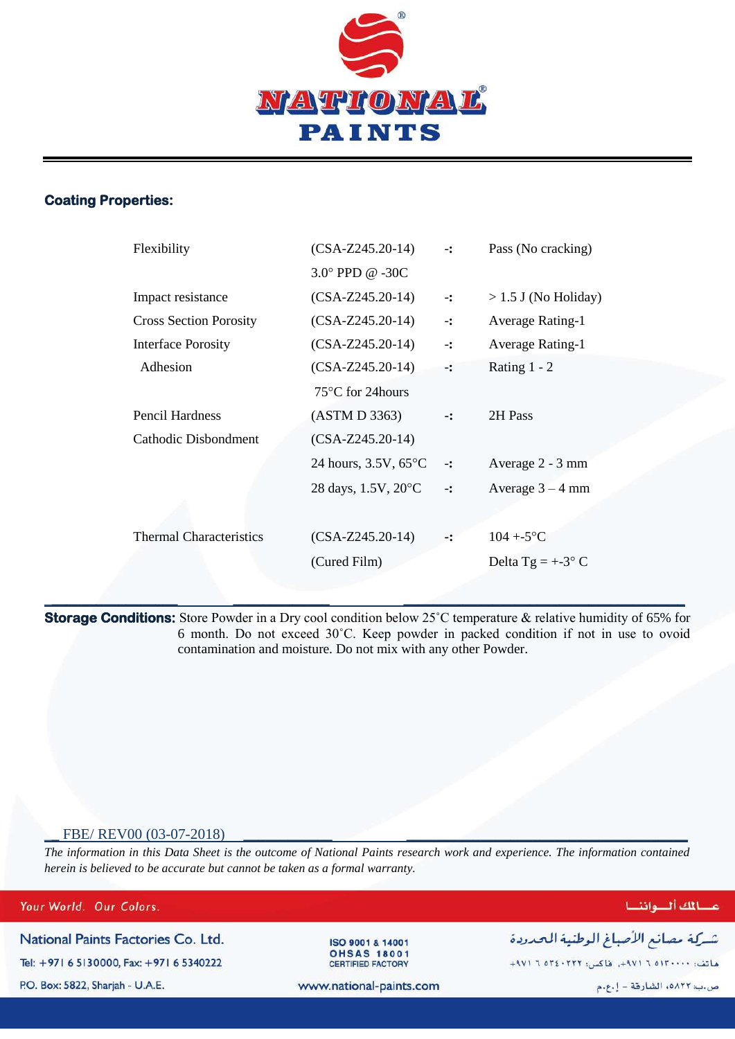## Coating Properties:

| | | | |
|---|---|---|---|
| Flexibility | (CSA-Z245.20-14) 3.0° PPD @ -30C | -: | Pass (No cracking) |
| Impact resistance | (CSA-Z245.20-14) | -: | > 1.5 J (No Holiday) |
| Cross Section Porosity | (CSA-Z245.20-14) | -: | Average Rating-1 |
| Interface Porosity | (CSA-Z245.20-14) | -: | Average Rating-1 |
| Adhesion | (CSA-Z245.20-14) 75°C for 24hours | -: | Rating 1 - 2 |
| Pencil Hardness | (ASTM D 3363) | -: | 2H Pass |
| Cathodic Disbondment | (CSA-Z245.20-14) | | |
| | 24 hours, 3.5V, 65°C | -: | Average 2 - 3 mm |
| | 28 days, 1.5V, 20°C | -: | Average 3 – 4 mm |
| Thermal Characteristics | (CSA-Z245.20-14) (Cured Film) | -: | 104 +-5°C Delta Tg = +-3° C |

**Storage Conditions:** Store Powder in a Dry cool condition below 25˚C temperature & relative humidity of 65% for 6 month. Do not exceed 30˚C. Keep powder in packed condition if not in use to ovoid contamination and moisture. Do not mix with any other Powder.

FBE/ REV00 (03-07-2018)

*The information in this Data Sheet is the outcome of National Paints research work and experience. The information contained herein is believed to be accurate but cannot be taken as a formal warranty.*